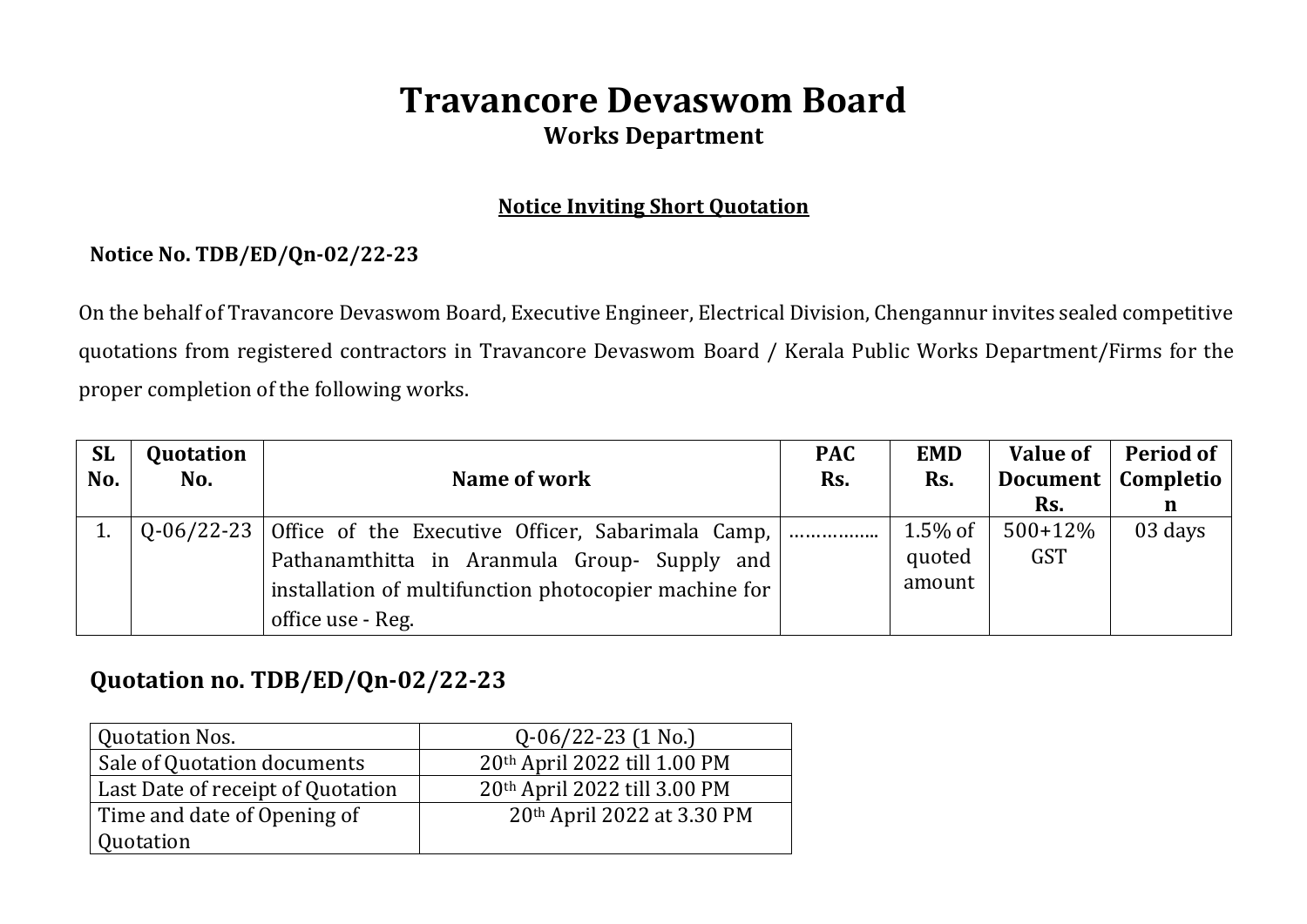# Travancore Devaswom Board

## Works Department

### Notice Inviting Short Quotation

**Notice No. TDB/ED/Qn-02/22-23**

On the behalf of Travancore Devaswom Board, Executive Engineer, Electrical Division, Chengannur invites sealed competitive quotations from registered contractors in Travancore Devaswom Board / Kerala Public Works Department/Firms for the proper completion of the following works.

| SL No. | Quotation No. | Name of work | PAC Rs. | EMD Rs. | Value of Document Rs. | Period of Completion |
|---|---|---|---|---|---|---|
| 1. | Q-06/22-23 | Office of the Executive Officer, Sabarimala Camp, Pathanamthitta in Aranmula Group- Supply and installation of multifunction photocopier machine for office use - Reg. | …………….. | 1.5% of quoted amount | 500+12% GST | 03 days |

## Quotation no. TDB/ED/Qn-02/22-23

| Quotation Nos. | Q-06/22-23 (1 No.) |
|---|---|
| Sale of Quotation documents | 20th April 2022 till 1.00 PM |
| Last Date of receipt of Quotation | 20th April 2022 till 3.00 PM |
| Time and date of Opening of Quotation | 20th April 2022 at 3.30 PM |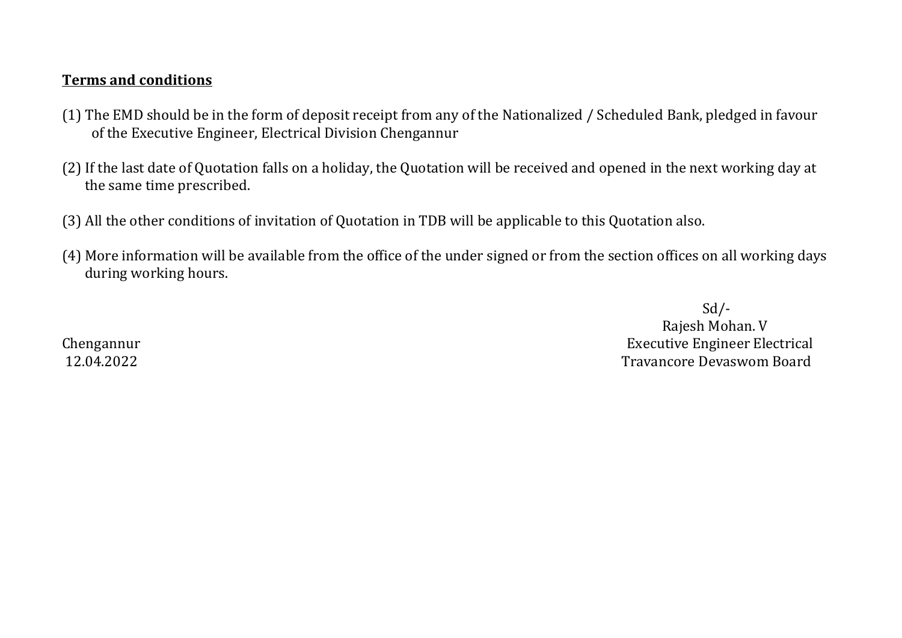**Terms and conditions**

(1) The EMD should be in the form of deposit receipt from any of the Nationalized / Scheduled Bank, pledged in favour of the Executive Engineer, Electrical Division Chengannur

(2) If the last date of Quotation falls on a holiday, the Quotation will be received and opened in the next working day at the same time prescribed.

(3) All the other conditions of invitation of Quotation in TDB will be applicable to this Quotation also.

(4) More information will be available from the office of the under signed or from the section offices on all working days during working hours.

Sd/-
Rajesh Mohan. V
Executive Engineer Electrical
Travancore Devaswom Board

Chengannur
12.04.2022